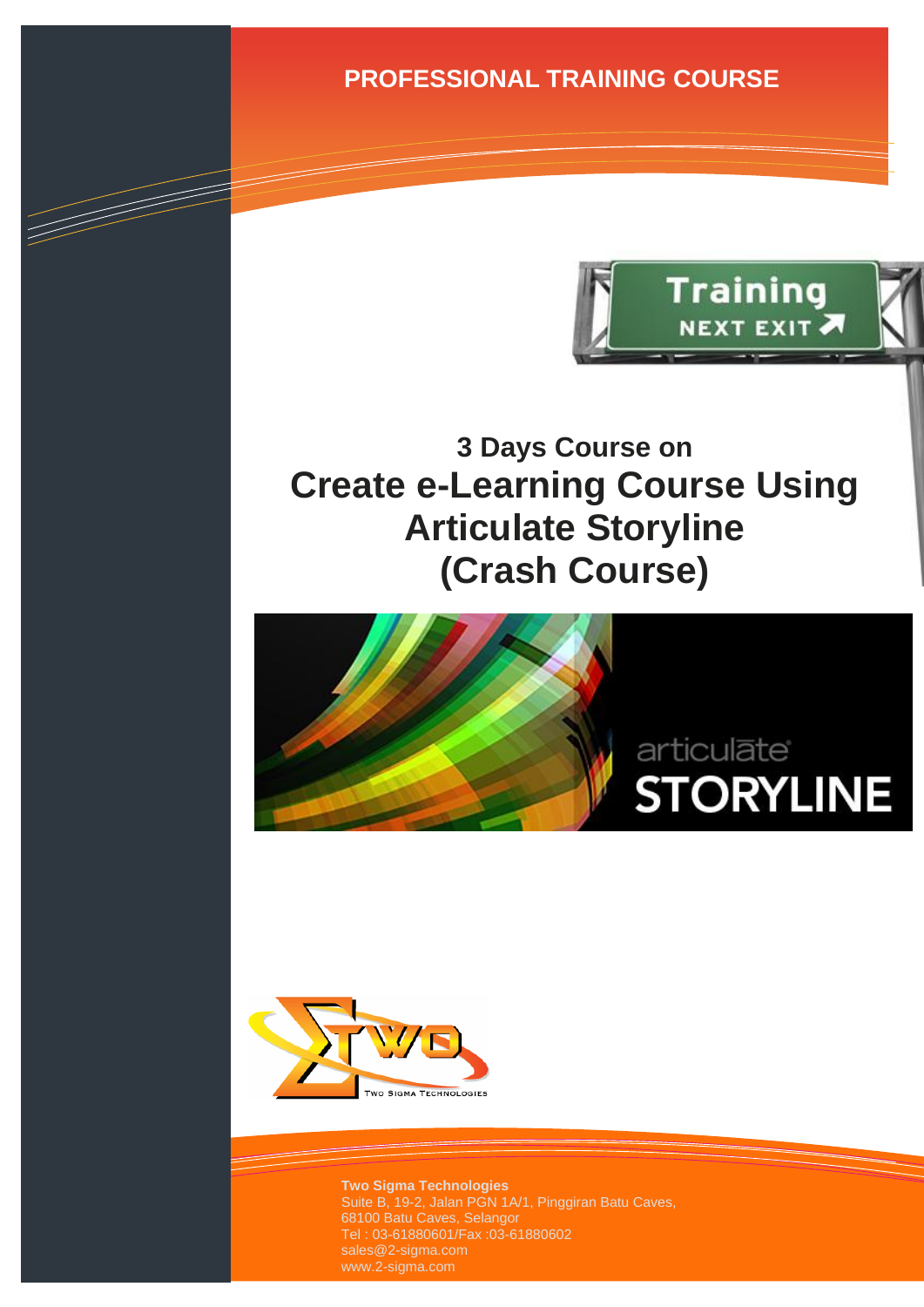PROFESSIONAL TRAINING COURSE

# 3 Days Course on
# Create e-Learning Course Using Articulate Storyline (Crash Course)

**Two Sigma Technologies**
Suite B, 19-2, Jalan PGN 1A/1, Pinggiran Batu Caves,
68100 Batu Caves, Selangor
Tel : 03-61880601/Fax :03-61880602
sales@2-sigma.com
www.2-sigma.com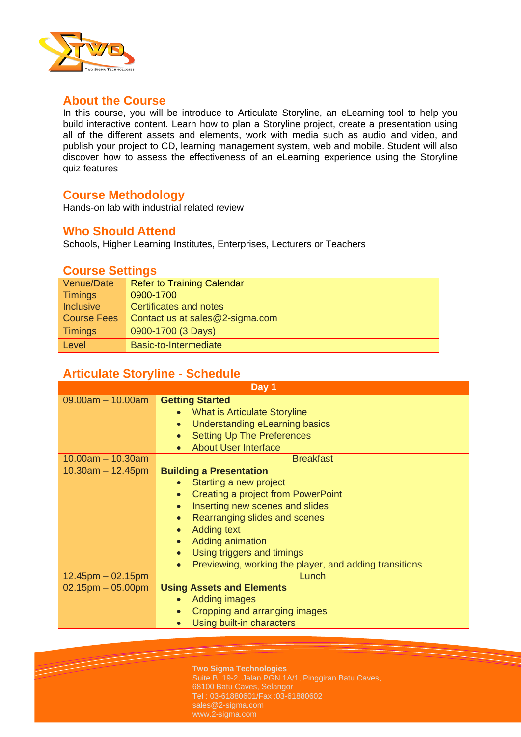## About the Course

In this course, you will be introduce to Articulate Storyline, an eLearning tool to help you build interactive content. Learn how to plan a Storyline project, create a presentation using all of the different assets and elements, work with media such as audio and video, and publish your project to CD, learning management system, web and mobile. Student will also discover how to assess the effectiveness of an eLearning experience using the Storyline quiz features

## Course Methodology

Hands-on lab with industrial related review

## Who Should Attend

Schools, Higher Learning Institutes, Enterprises, Lecturers or Teachers

## Course Settings

| Venue/Date | Refer to Training Calendar |
|---|---|
| Timings | 0900-1700 |
| Inclusive | Certificates and notes |
| Course Fees | Contact us at sales@2-sigma.com |
| Timings | 0900-1700 (3 Days) |
| Level | Basic-to-Intermediate |

## Articulate Storyline - Schedule

| Day 1 | |
|---|---|
| 09.00am – 10.00am | **Getting Started**<br>• What is Articulate Storyline<br>• Understanding eLearning basics<br>• Setting Up The Preferences<br>• About User Interface |
| 10.00am – 10.30am | Breakfast |
| 10.30am – 12.45pm | **Building a Presentation**<br>• Starting a new project<br>• Creating a project from PowerPoint<br>• Inserting new scenes and slides<br>• Rearranging slides and scenes<br>• Adding text<br>• Adding animation<br>• Using triggers and timings<br>• Previewing, working the player, and adding transitions |
| 12.45pm – 02.15pm | Lunch |
| 02.15pm – 05.00pm | **Using Assets and Elements**<br>• Adding images<br>• Cropping and arranging images<br>• Using built-in characters |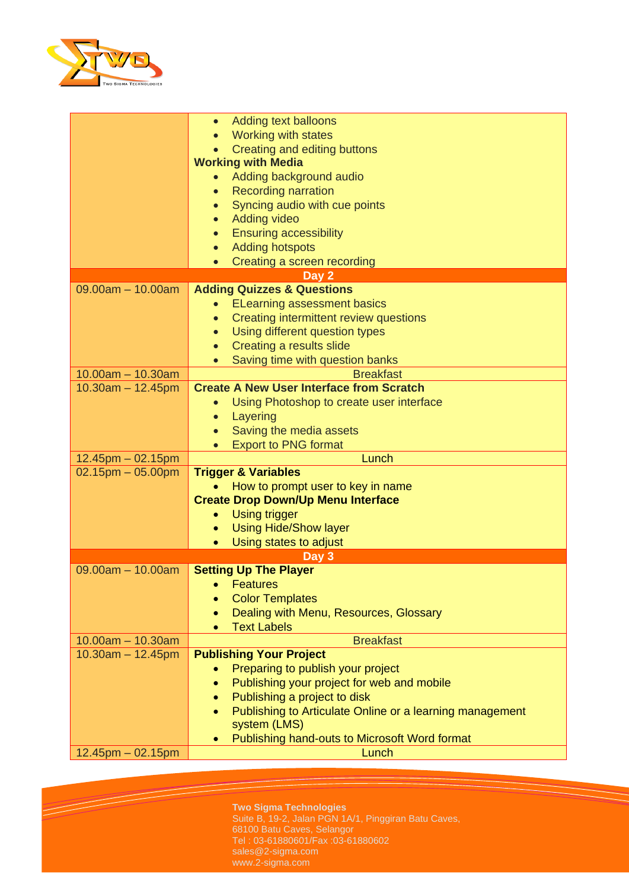| | |
|---|---|
| | • Adding text balloons<br>• Working with states<br>• Creating and editing buttons<br>**Working with Media**<br>• Adding background audio<br>• Recording narration<br>• Syncing audio with cue points<br>• Adding video<br>• Ensuring accessibility<br>• Adding hotspots<br>• Creating a screen recording |
| **Day 2** | |
| 09.00am – 10.00am | **Adding Quizzes & Questions**<br>• ELearning assessment basics<br>• Creating intermittent review questions<br>• Using different question types<br>• Creating a results slide<br>• Saving time with question banks |
| 10.00am – 10.30am | Breakfast |
| 10.30am – 12.45pm | **Create A New User Interface from Scratch**<br>• Using Photoshop to create user interface<br>• Layering<br>• Saving the media assets<br>• Export to PNG format |
| 12.45pm – 02.15pm | Lunch |
| 02.15pm – 05.00pm | **Trigger & Variables**<br>• How to prompt user to key in name<br>**Create Drop Down/Up Menu Interface**<br>• Using trigger<br>• Using Hide/Show layer<br>• Using states to adjust |
| **Day 3** | |
| 09.00am – 10.00am | **Setting Up The Player**<br>• Features<br>• Color Templates<br>• Dealing with Menu, Resources, Glossary<br>• Text Labels |
| 10.00am – 10.30am | Breakfast |
| 10.30am – 12.45pm | **Publishing Your Project**<br>• Preparing to publish your project<br>• Publishing your project for web and mobile<br>• Publishing a project to disk<br>• Publishing to Articulate Online or a learning management system (LMS)<br>• Publishing hand-outs to Microsoft Word format |
| 12.45pm – 02.15pm | Lunch |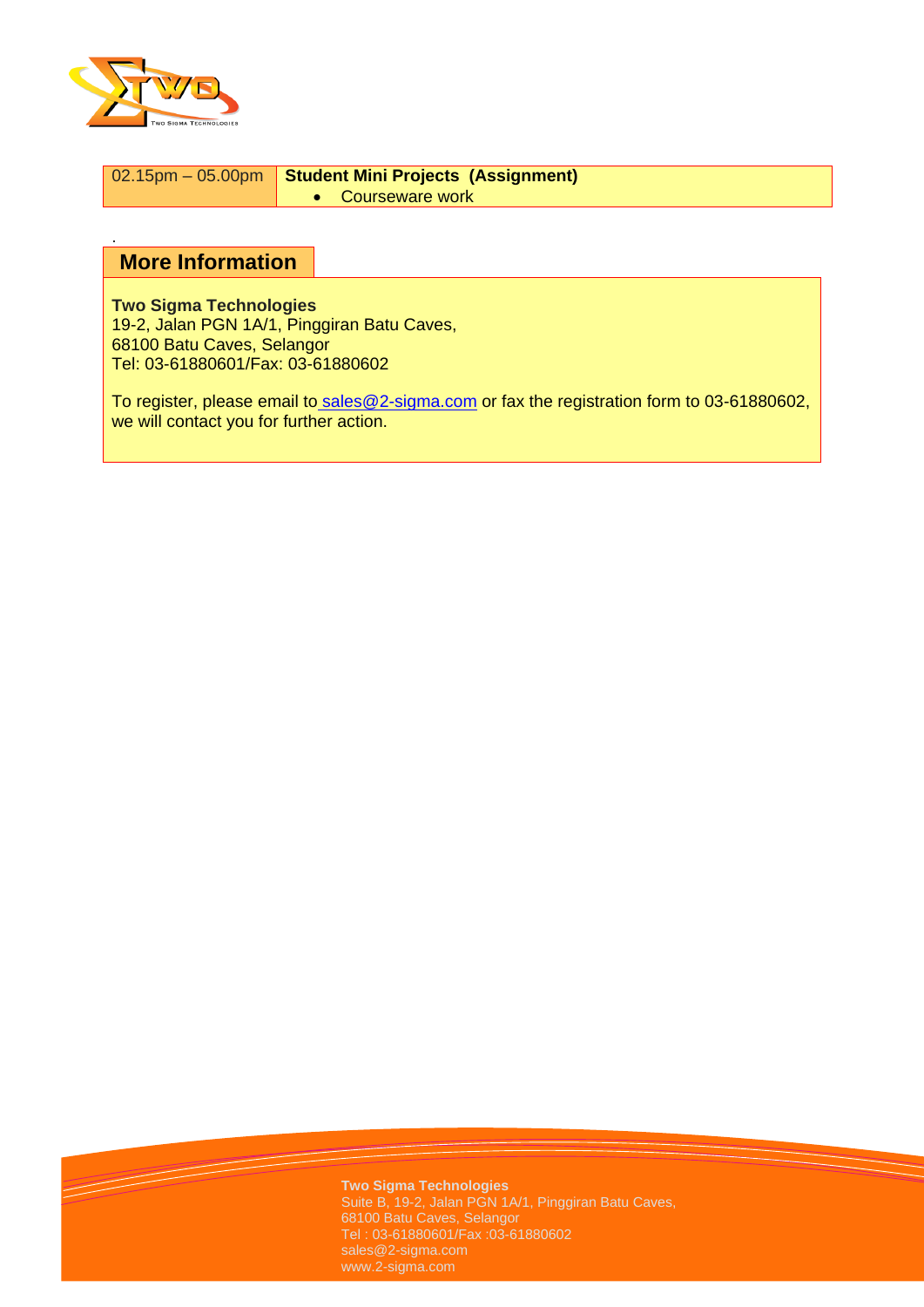| | |
|---|---|
| 02.15pm – 05.00pm | **Student Mini Projects (Assignment)**<br>• Courseware work |

.

## More Information

**Two Sigma Technologies**
19-2, Jalan PGN 1A/1, Pinggiran Batu Caves,
68100 Batu Caves, Selangor
Tel: 03-61880601/Fax: 03-61880602

To register, please email to sales@2-sigma.com or fax the registration form to 03-61880602, we will contact you for further action.